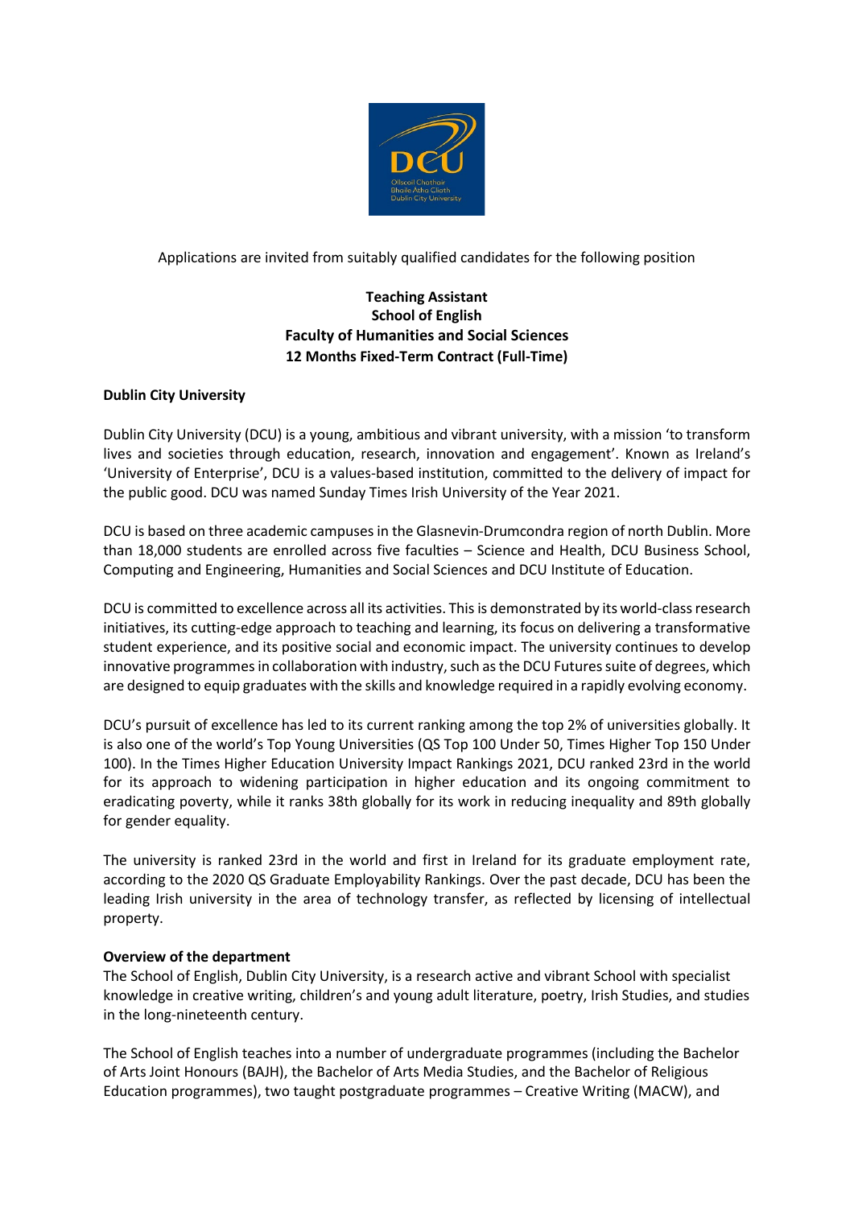Applications are invited from suitably qualified candidates for the following position

**Teaching Assistant**
**School of English**
**Faculty of Humanities and Social Sciences**
**12 Months Fixed-Term Contract (Full-Time)**

**Dublin City University**

Dublin City University (DCU) is a young, ambitious and vibrant university, with a mission 'to transform lives and societies through education, research, innovation and engagement'. Known as Ireland's 'University of Enterprise', DCU is a values-based institution, committed to the delivery of impact for the public good. DCU was named Sunday Times Irish University of the Year 2021.

DCU is based on three academic campuses in the Glasnevin-Drumcondra region of north Dublin. More than 18,000 students are enrolled across five faculties – Science and Health, DCU Business School, Computing and Engineering, Humanities and Social Sciences and DCU Institute of Education.

DCU is committed to excellence across all its activities. This is demonstrated by its world-class research initiatives, its cutting-edge approach to teaching and learning, its focus on delivering a transformative student experience, and its positive social and economic impact. The university continues to develop innovative programmes in collaboration with industry, such as the DCU Futures suite of degrees, which are designed to equip graduates with the skills and knowledge required in a rapidly evolving economy.

DCU's pursuit of excellence has led to its current ranking among the top 2% of universities globally. It is also one of the world's Top Young Universities (QS Top 100 Under 50, Times Higher Top 150 Under 100). In the Times Higher Education University Impact Rankings 2021, DCU ranked 23rd in the world for its approach to widening participation in higher education and its ongoing commitment to eradicating poverty, while it ranks 38th globally for its work in reducing inequality and 89th globally for gender equality.

The university is ranked 23rd in the world and first in Ireland for its graduate employment rate, according to the 2020 QS Graduate Employability Rankings. Over the past decade, DCU has been the leading Irish university in the area of technology transfer, as reflected by licensing of intellectual property.

**Overview of the department**

The School of English, Dublin City University, is a research active and vibrant School with specialist knowledge in creative writing, children's and young adult literature, poetry, Irish Studies, and studies in the long-nineteenth century.

The School of English teaches into a number of undergraduate programmes (including the Bachelor of Arts Joint Honours (BAJH), the Bachelor of Arts Media Studies, and the Bachelor of Religious Education programmes), two taught postgraduate programmes – Creative Writing (MACW), and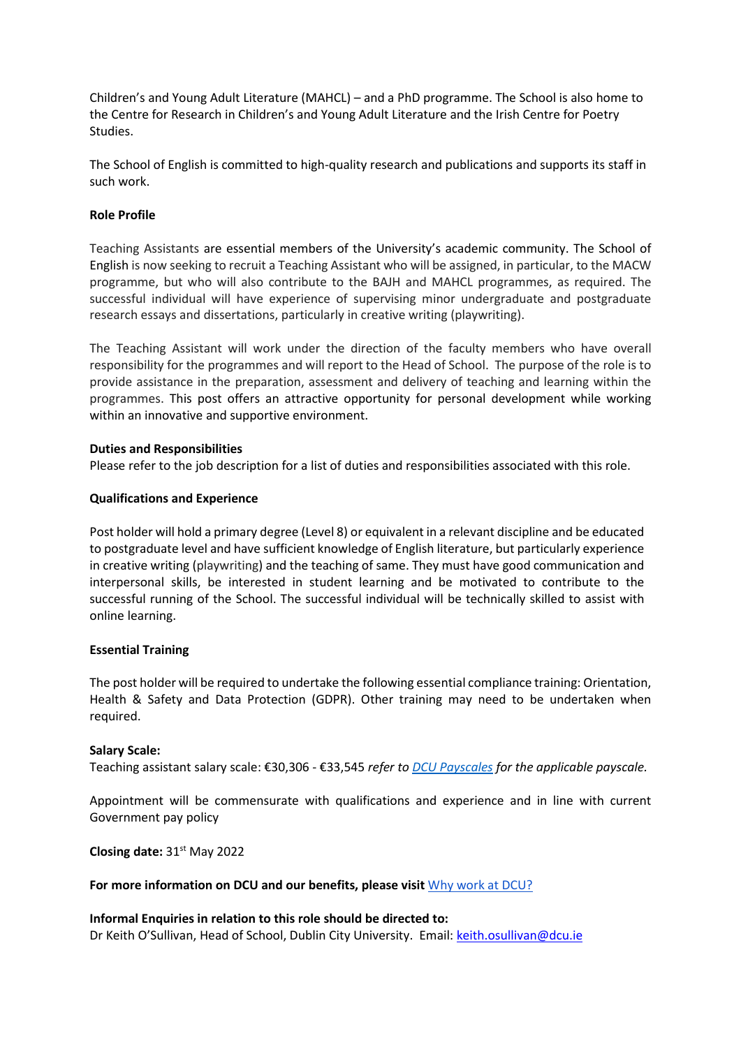Children's and Young Adult Literature (MAHCL) – and a PhD programme. The School is also home to the Centre for Research in Children's and Young Adult Literature and the Irish Centre for Poetry Studies.

The School of English is committed to high-quality research and publications and supports its staff in such work.

**Role Profile**

Teaching Assistants are essential members of the University's academic community. The School of English is now seeking to recruit a Teaching Assistant who will be assigned, in particular, to the MACW programme, but who will also contribute to the BAJH and MAHCL programmes, as required. The successful individual will have experience of supervising minor undergraduate and postgraduate research essays and dissertations, particularly in creative writing (playwriting).

The Teaching Assistant will work under the direction of the faculty members who have overall responsibility for the programmes and will report to the Head of School. The purpose of the role is to provide assistance in the preparation, assessment and delivery of teaching and learning within the programmes. This post offers an attractive opportunity for personal development while working within an innovative and supportive environment.

**Duties and Responsibilities**

Please refer to the job description for a list of duties and responsibilities associated with this role.

**Qualifications and Experience**

Post holder will hold a primary degree (Level 8) or equivalent in a relevant discipline and be educated to postgraduate level and have sufficient knowledge of English literature, but particularly experience in creative writing (playwriting) and the teaching of same. They must have good communication and interpersonal skills, be interested in student learning and be motivated to contribute to the successful running of the School. The successful individual will be technically skilled to assist with online learning.

**Essential Training**

The post holder will be required to undertake the following essential compliance training: Orientation, Health & Safety and Data Protection (GDPR). Other training may need to be undertaken when required.

**Salary Scale:**

Teaching assistant salary scale: €30,306 - €33,545 *refer to [DCU Payscales](DCU Payscales) for the applicable payscale.*

Appointment will be commensurate with qualifications and experience and in line with current Government pay policy

**Closing date:** 31st May 2022

**For more information on DCU and our benefits, please visit** [Why work at DCU?](Why work at DCU?)

**Informal Enquiries in relation to this role should be directed to:**
Dr Keith O'Sullivan, Head of School, Dublin City University. Email: keith.osullivan@dcu.ie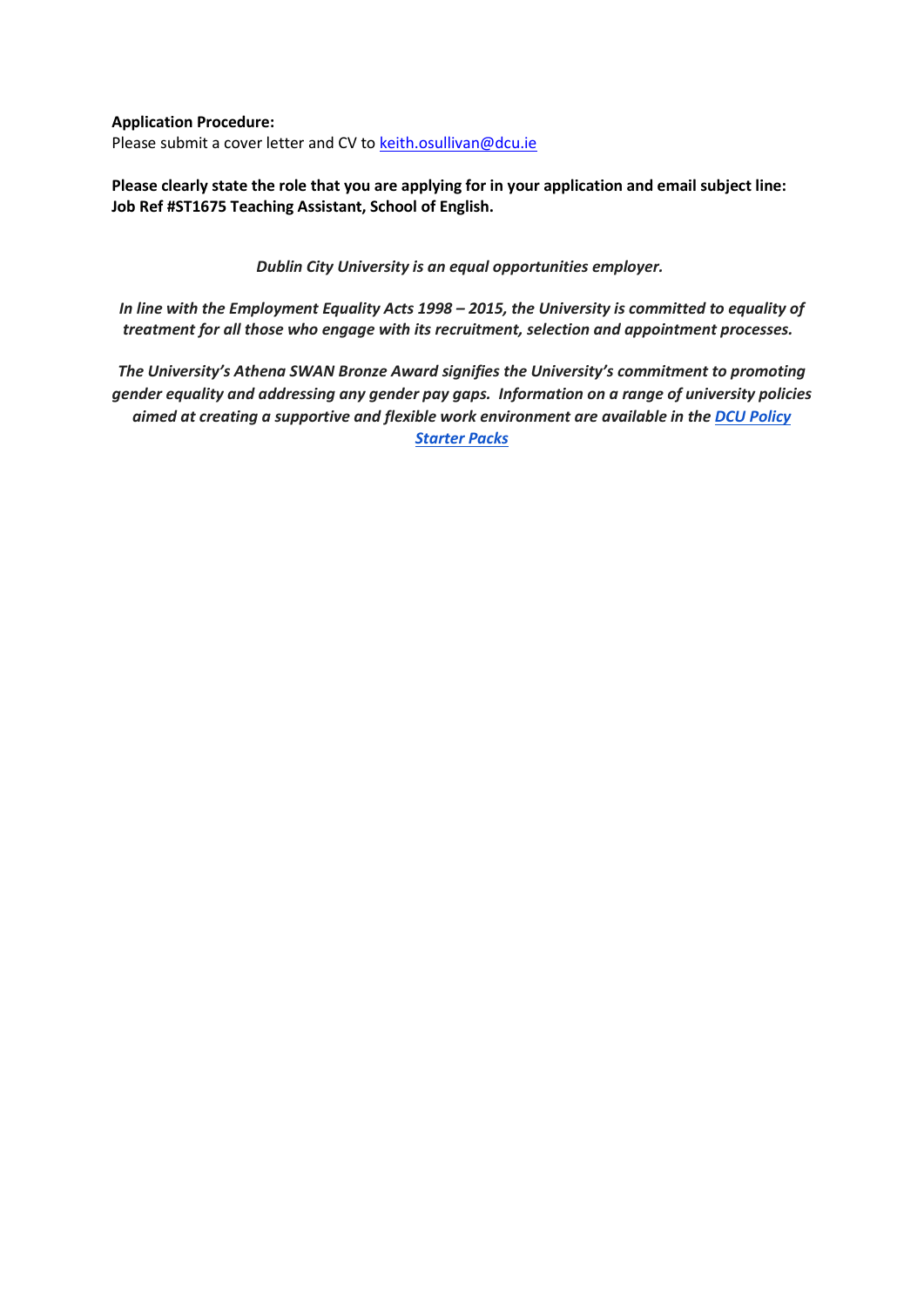**Application Procedure:**
Please submit a cover letter and CV to [keith.osullivan@dcu.ie](mailto:keith.osullivan@dcu.ie)

**Please clearly state the role that you are applying for in your application and email subject line: Job Ref #ST1675 Teaching Assistant, School of English.**

***Dublin City University is an equal opportunities employer.***

***In line with the Employment Equality Acts 1998 – 2015, the University is committed to equality of treatment for all those who engage with its recruitment, selection and appointment processes.***

***The University's Athena SWAN Bronze Award signifies the University's commitment to promoting gender equality and addressing any gender pay gaps. Information on a range of university policies aimed at creating a supportive and flexible work environment are available in the [DCU Policy Starter Packs](#)***